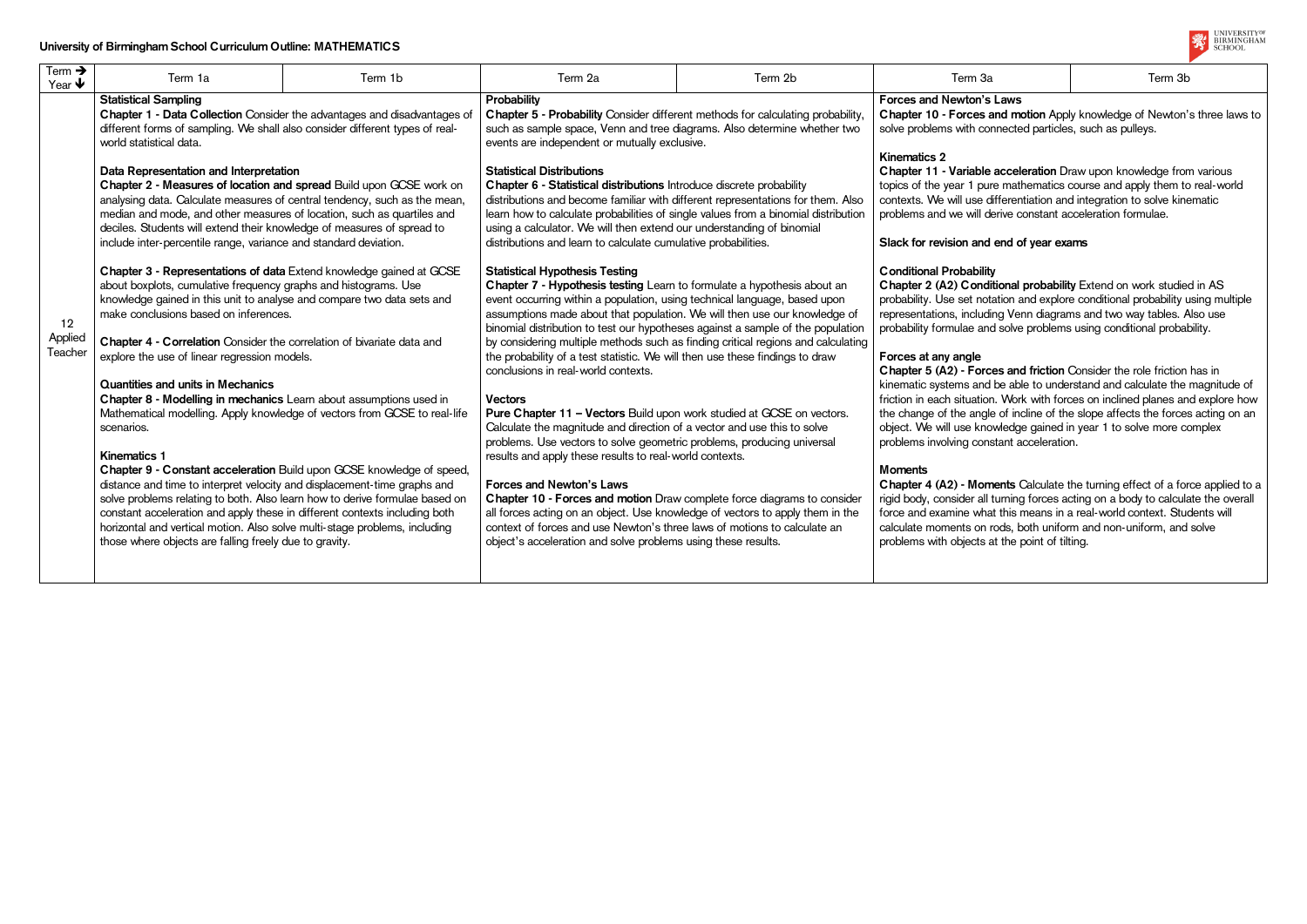**University of Birmingham School Curriculum Outline: MATHEMATICS**

| Term → Year ↓ | Term 1a | Term 1b | Term 2a | Term 2b | Term 3a | Term 3b |
|---|---|---|---|---|---|---|
| 12 Applied Teacher | **Statistical Sampling**<br>**Chapter 1 - Data Collection** Consider the advantages and disadvantages of different forms of sampling. We shall also consider different types of real-world statistical data.<br><br>**Data Representation and Interpretation**<br>**Chapter 2 - Measures of location and spread** Build upon GCSE work on analysing data. Calculate measures of central tendency, such as the mean, median and mode, and other measures of location, such as quartiles and deciles. Students will extend their knowledge of measures of spread to include inter-percentile range, variance and standard deviation.<br><br>**Chapter 3 - Representations of data** Extend knowledge gained at GCSE about boxplots, cumulative frequency graphs and histograms. Use knowledge gained in this unit to analyse and compare two data sets and make conclusions based on inferences.<br><br>**Chapter 4 - Correlation** Consider the correlation of bivariate data and explore the use of linear regression models.<br><br>**Quantities and units in Mechanics**<br>**Chapter 8 - Modelling in mechanics** Learn about assumptions used in Mathematical modelling. Apply knowledge of vectors from GCSE to real-life scenarios.<br><br>**Kinematics 1**<br>**Chapter 9 - Constant acceleration** Build upon GCSE knowledge of speed, distance and time to interpret velocity and displacement-time graphs and solve problems relating to both. Also learn how to derive formulae based on constant acceleration and apply these in different contexts including both horizontal and vertical motion. Also solve multi-stage problems, including those where objects are falling freely due to gravity. | | **Probability**<br>**Chapter 5 - Probability** Consider different methods for calculating probability, such as sample space, Venn and tree diagrams. Also determine whether two events are independent or mutually exclusive.<br><br>**Statistical Distributions**<br>**Chapter 6 - Statistical distributions** Introduce discrete probability distributions and become familiar with different representations for them. Also learn how to calculate probabilities of single values from a binomial distribution using a calculator. We will then extend our understanding of binomial distributions and learn to calculate cumulative probabilities.<br><br>**Statistical Hypothesis Testing**<br>**Chapter 7 - Hypothesis testing** Learn to formulate a hypothesis about an event occurring within a population, using technical language, based upon assumptions made about that population. We will then use our knowledge of binomial distribution to test our hypotheses against a sample of the population by considering multiple methods such as finding critical regions and calculating the probability of a test statistic. We will then use these findings to draw conclusions in real-world contexts.<br><br>**Vectors**<br>**Pure Chapter 11 – Vectors** Build upon work studied at GCSE on vectors. Calculate the magnitude and direction of a vector and use this to solve problems. Use vectors to solve geometric problems, producing universal results and apply these results to real-world contexts.<br><br>**Forces and Newton's Laws**<br>**Chapter 10 - Forces and motion** Draw complete force diagrams to consider all forces acting on an object. Use knowledge of vectors to apply them in the context of forces and use Newton's three laws of motions to calculate an object's acceleration and solve problems using these results. | | **Forces and Newton's Laws**<br>**Chapter 10 - Forces and motion** Apply knowledge of Newton's three laws to solve problems with connected particles, such as pulleys.<br><br>**Kinematics 2**<br>**Chapter 11 - Variable acceleration** Draw upon knowledge from various topics of the year 1 pure mathematics course and apply them to real-world contexts. We will use differentiation and integration to solve kinematic problems and we will derive constant acceleration formulae.<br><br>**Slack for revision and end of year exams**<br><br>**Conditional Probability**<br>**Chapter 2 (A2) Conditional probability** Extend on work studied in AS probability. Use set notation and explore conditional probability using multiple representations, including Venn diagrams and two way tables. Also use probability formulae and solve problems using conditional probability.<br><br>**Forces at any angle**<br>**Chapter 5 (A2) - Forces and friction** Consider the role friction has in kinematic systems and be able to understand and calculate the magnitude of friction in each situation. Work with forces on inclined planes and explore how the change of the angle of incline of the slope affects the forces acting on an object. We will use knowledge gained in year 1 to solve more complex problems involving constant acceleration.<br><br>**Moments**<br>**Chapter 4 (A2) - Moments** Calculate the turning effect of a force applied to a rigid body, consider all turning forces acting on a body to calculate the overall force and examine what this means in a real-world context. Students will calculate moments on rods, both uniform and non-uniform, and solve problems with objects at the point of tilting. | |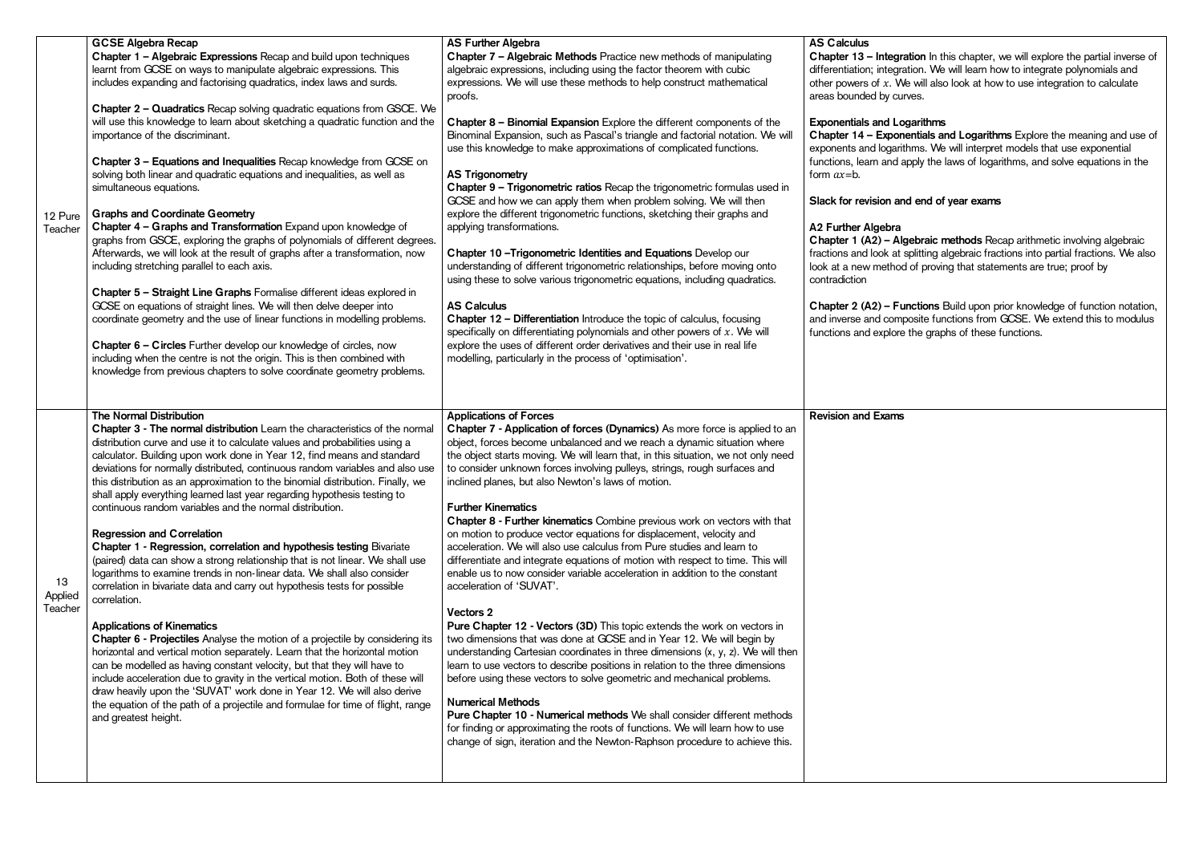| | | | |
|---|---|---|---|
| 12 Pure Teacher | **GCSE Algebra Recap**<br>**Chapter 1 – Algebraic Expressions** Recap and build upon techniques learnt from GCSE on ways to manipulate algebraic expressions. This includes expanding and factorising quadratics, index laws and surds.<br><br>**Chapter 2 – Quadratics** Recap solving quadratic equations from GSCE. We will use this knowledge to learn about sketching a quadratic function and the importance of the discriminant.<br><br>**Chapter 3 – Equations and Inequalities** Recap knowledge from GCSE on solving both linear and quadratic equations and inequalities, as well as simultaneous equations.<br><br>**Graphs and Coordinate Geometry**<br>**Chapter 4 – Graphs and Transformation** Expand upon knowledge of graphs from GSCE, exploring the graphs of polynomials of different degrees. Afterwards, we will look at the result of graphs after a transformation, now including stretching parallel to each axis.<br><br>**Chapter 5 – Straight Line Graphs** Formalise different ideas explored in GCSE on equations of straight lines. We will then delve deeper into coordinate geometry and the use of linear functions in modelling problems.<br><br>**Chapter 6 – Circles** Further develop our knowledge of circles, now including when the centre is not the origin. This is then combined with knowledge from previous chapters to solve coordinate geometry problems. | **AS Further Algebra**<br>**Chapter 7 – Algebraic Methods** Practice new methods of manipulating algebraic expressions, including using the factor theorem with cubic expressions. We will use these methods to help construct mathematical proofs.<br><br>**Chapter 8 – Binomial Expansion** Explore the different components of the Binominal Expansion, such as Pascal's triangle and factorial notation. We will use this knowledge to make approximations of complicated functions.<br><br>**AS Trigonometry**<br>**Chapter 9 – Trigonometric ratios** Recap the trigonometric formulas used in GCSE and how we can apply them when problem solving. We will then explore the different trigonometric functions, sketching their graphs and applying transformations.<br><br>**Chapter 10 –Trigonometric Identities and Equations** Develop our understanding of different trigonometric relationships, before moving onto using these to solve various trigonometric equations, including quadratics.<br><br>**AS Calculus**<br>**Chapter 12 – Differentiation** Introduce the topic of calculus, focusing specifically on differentiating polynomials and other powers of $x$. We will explore the uses of different order derivatives and their use in real life modelling, particularly in the process of 'optimisation'. | **AS Calculus**<br>**Chapter 13 – Integration** In this chapter, we will explore the partial inverse of differentiation; integration. We will learn how to integrate polynomials and other powers of $x$. We will also look at how to use integration to calculate areas bounded by curves.<br><br>**Exponentials and Logarithms**<br>**Chapter 14 – Exponentials and Logarithms** Explore the meaning and use of exponents and logarithms. We will interpret models that use exponential functions, learn and apply the laws of logarithms, and solve equations in the form $ax$=b.<br><br>**Slack for revision and end of year exams**<br><br>**A2 Further Algebra**<br>**Chapter 1 (A2) – Algebraic methods** Recap arithmetic involving algebraic fractions and look at splitting algebraic fractions into partial fractions. We also look at a new method of proving that statements are true; proof by contradiction<br><br>**Chapter 2 (A2) – Functions** Build upon prior knowledge of function notation, and inverse and composite functions from GCSE. We extend this to modulus functions and explore the graphs of these functions. |
| 13 Applied Teacher | **The Normal Distribution**<br>**Chapter 3 - The normal distribution** Learn the characteristics of the normal distribution curve and use it to calculate values and probabilities using a calculator. Building upon work done in Year 12, find means and standard deviations for normally distributed, continuous random variables and also use this distribution as an approximation to the binomial distribution. Finally, we shall apply everything learned last year regarding hypothesis testing to continuous random variables and the normal distribution.<br><br>**Regression and Correlation**<br>**Chapter 1 - Regression, correlation and hypothesis testing** Bivariate (paired) data can show a strong relationship that is not linear. We shall use logarithms to examine trends in non-linear data. We shall also consider correlation in bivariate data and carry out hypothesis tests for possible correlation.<br><br>**Applications of Kinematics**<br>**Chapter 6 - Projectiles** Analyse the motion of a projectile by considering its horizontal and vertical motion separately. Learn that the horizontal motion can be modelled as having constant velocity, but that they will have to include acceleration due to gravity in the vertical motion. Both of these will draw heavily upon the 'SUVAT' work done in Year 12. We will also derive the equation of the path of a projectile and formulae for time of flight, range and greatest height. | **Applications of Forces**<br>**Chapter 7 - Application of forces (Dynamics)** As more force is applied to an object, forces become unbalanced and we reach a dynamic situation where the object starts moving. We will learn that, in this situation, we not only need to consider unknown forces involving pulleys, strings, rough surfaces and inclined planes, but also Newton's laws of motion.<br><br>**Further Kinematics**<br>**Chapter 8 - Further kinematics** Combine previous work on vectors with that on motion to produce vector equations for displacement, velocity and acceleration. We will also use calculus from Pure studies and learn to differentiate and integrate equations of motion with respect to time. This will enable us to now consider variable acceleration in addition to the constant acceleration of 'SUVAT'.<br><br>**Vectors 2**<br>**Pure Chapter 12 - Vectors (3D)** This topic extends the work on vectors in two dimensions that was done at GCSE and in Year 12. We will begin by understanding Cartesian coordinates in three dimensions (x, y, z). We will then learn to use vectors to describe positions in relation to the three dimensions before using these vectors to solve geometric and mechanical problems.<br><br>**Numerical Methods**<br>**Pure Chapter 10 - Numerical methods** We shall consider different methods for finding or approximating the roots of functions. We will learn how to use change of sign, iteration and the Newton-Raphson procedure to achieve this. | **Revision and Exams** |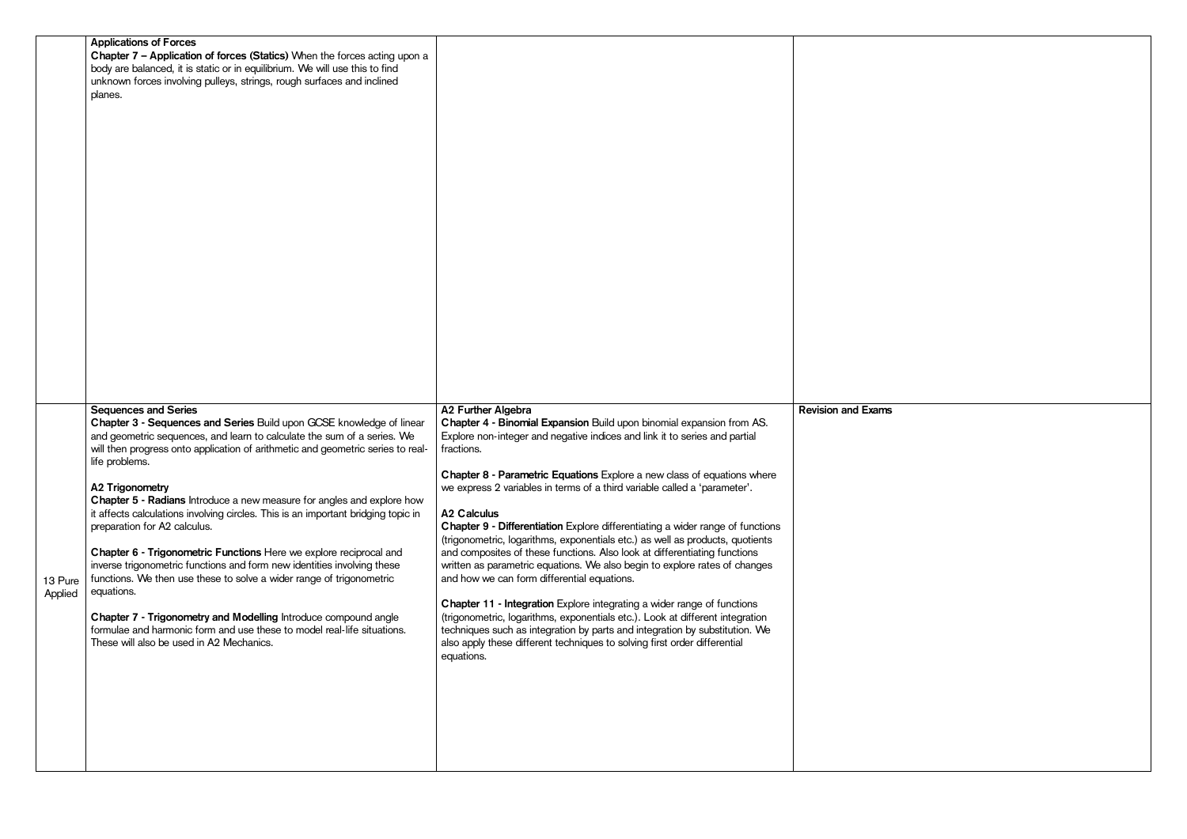| | | | |
|---|---|---|---|
| | **Applications of Forces**<br>**Chapter 7 – Application of forces (Statics)** When the forces acting upon a body are balanced, it is static or in equilibrium. We will use this to find unknown forces involving pulleys, strings, rough surfaces and inclined planes. | | |
| 13 Pure Applied | **Sequences and Series**<br>**Chapter 3 - Sequences and Series** Build upon GCSE knowledge of linear and geometric sequences, and learn to calculate the sum of a series. We will then progress onto application of arithmetic and geometric series to real-life problems.<br><br>**A2 Trigonometry**<br>**Chapter 5 - Radians** Introduce a new measure for angles and explore how it affects calculations involving circles. This is an important bridging topic in preparation for A2 calculus.<br><br>**Chapter 6 - Trigonometric Functions** Here we explore reciprocal and inverse trigonometric functions and form new identities involving these functions. We then use these to solve a wider range of trigonometric equations.<br><br>**Chapter 7 - Trigonometry and Modelling** Introduce compound angle formulae and harmonic form and use these to model real-life situations. These will also be used in A2 Mechanics. | **A2 Further Algebra**<br>**Chapter 4 - Binomial Expansion** Build upon binomial expansion from AS. Explore non-integer and negative indices and link it to series and partial fractions.<br><br>**Chapter 8 - Parametric Equations** Explore a new class of equations where we express 2 variables in terms of a third variable called a 'parameter'.<br><br>**A2 Calculus**<br>**Chapter 9 - Differentiation** Explore differentiating a wider range of functions (trigonometric, logarithms, exponentials etc.) as well as products, quotients and composites of these functions. Also look at differentiating functions written as parametric equations. We also begin to explore rates of changes and how we can form differential equations.<br><br>**Chapter 11 - Integration** Explore integrating a wider range of functions (trigonometric, logarithms, exponentials etc.). Look at different integration techniques such as integration by parts and integration by substitution. We also apply these different techniques to solving first order differential equations. | **Revision and Exams** |